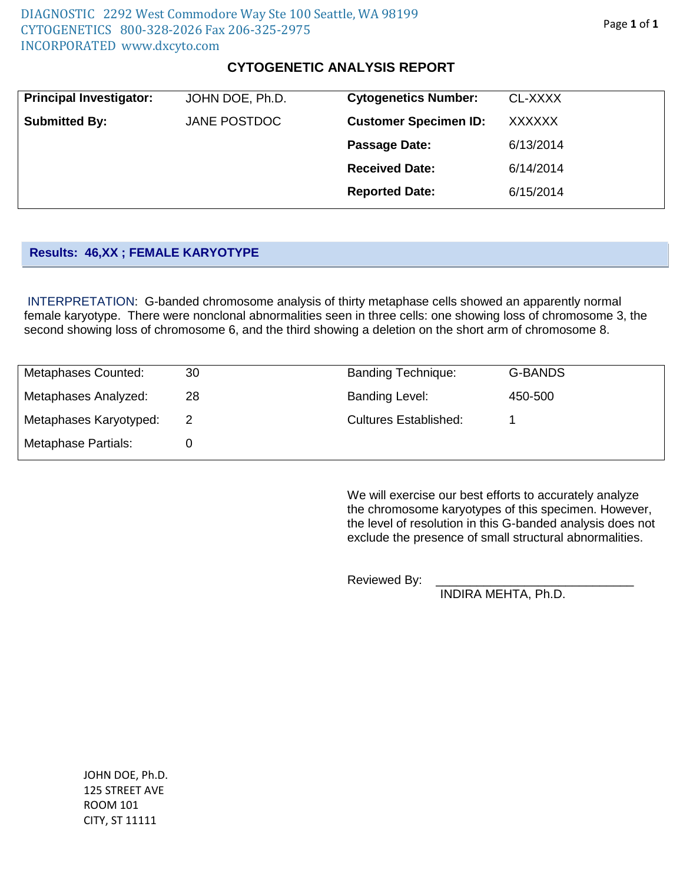DIAGNOSTIC CYTOGENETICS INCORPORATED
2292 West Commodore Way Ste 100 Seattle, WA 98199
800-328-2026 Fax 206-325-2975
www.dxcyto.com

# CYTOGENETIC ANALYSIS REPORT

| | | | |
|---|---|---|---|
| **Principal Investigator:** | JOHN DOE, Ph.D. | **Cytogenetics Number:** | CL-XXXX |
| **Submitted By:** | JANE POSTDOC | **Customer Specimen ID:** | XXXXXX |
| | | **Passage Date:** | 6/13/2014 |
| | | **Received Date:** | 6/14/2014 |
| | | **Reported Date:** | 6/15/2014 |

**Results: 46,XX ; FEMALE KARYOTYPE**

INTERPRETATION: G-banded chromosome analysis of thirty metaphase cells showed an apparently normal female karyotype. There were nonclonal abnormalities seen in three cells: one showing loss of chromosome 3, the second showing loss of chromosome 6, and the third showing a deletion on the short arm of chromosome 8.

| | | | |
|---|---|---|---|
| Metaphases Counted: | 30 | Banding Technique: | G-BANDS |
| Metaphases Analyzed: | 28 | Banding Level: | 450-500 |
| Metaphases Karyotyped: | 2 | Cultures Established: | 1 |
| Metaphase Partials: | 0 | | |

We will exercise our best efforts to accurately analyze the chromosome karyotypes of this specimen. However, the level of resolution in this G-banded analysis does not exclude the presence of small structural abnormalities.

Reviewed By: ______________________________
INDIRA MEHTA, Ph.D.

JOHN DOE, Ph.D.
125 STREET AVE
ROOM 101
CITY, ST 11111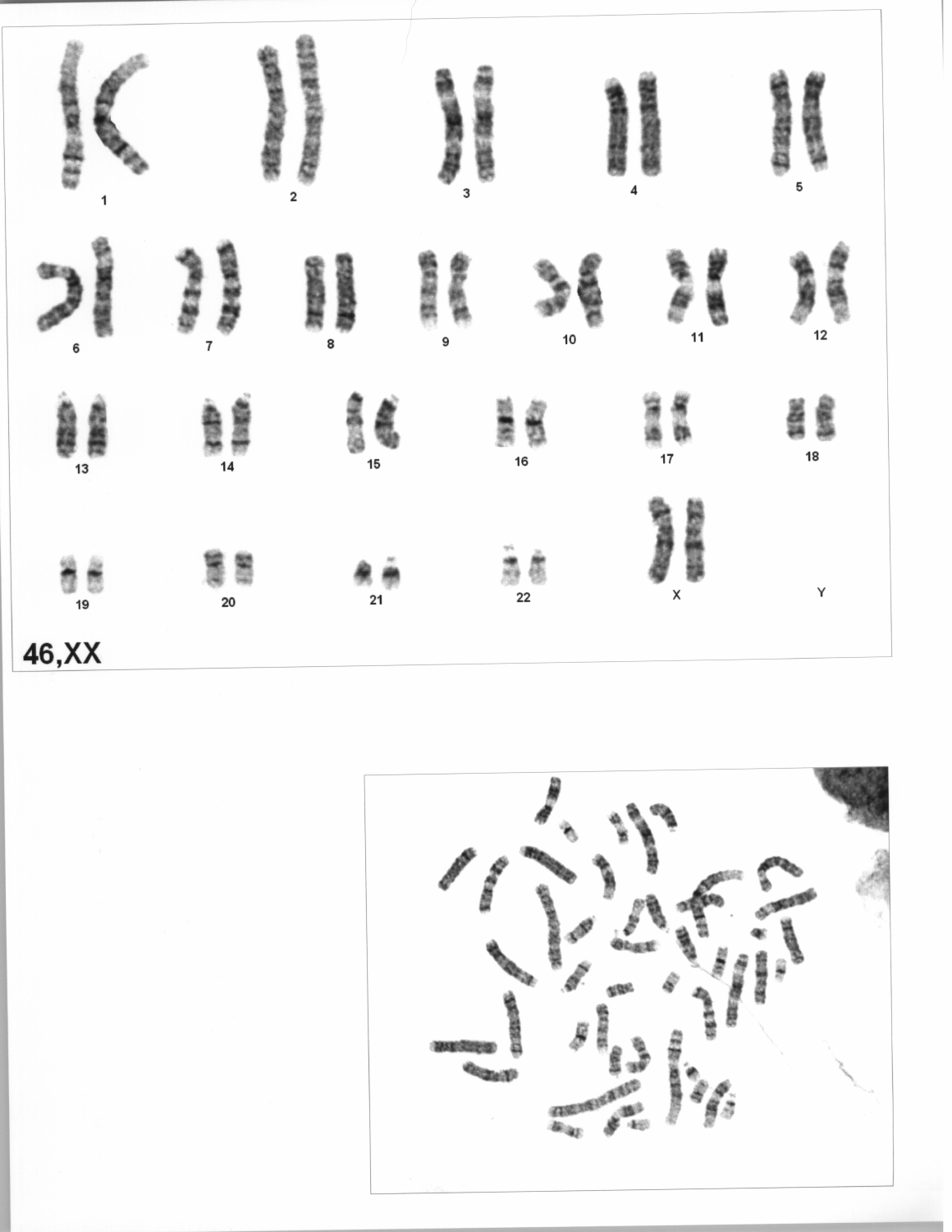1

2

3

4

5

6

7

8

9

10

11

12

13

14

15

16

17

18

19

20

21

22

X

Y

46,XX